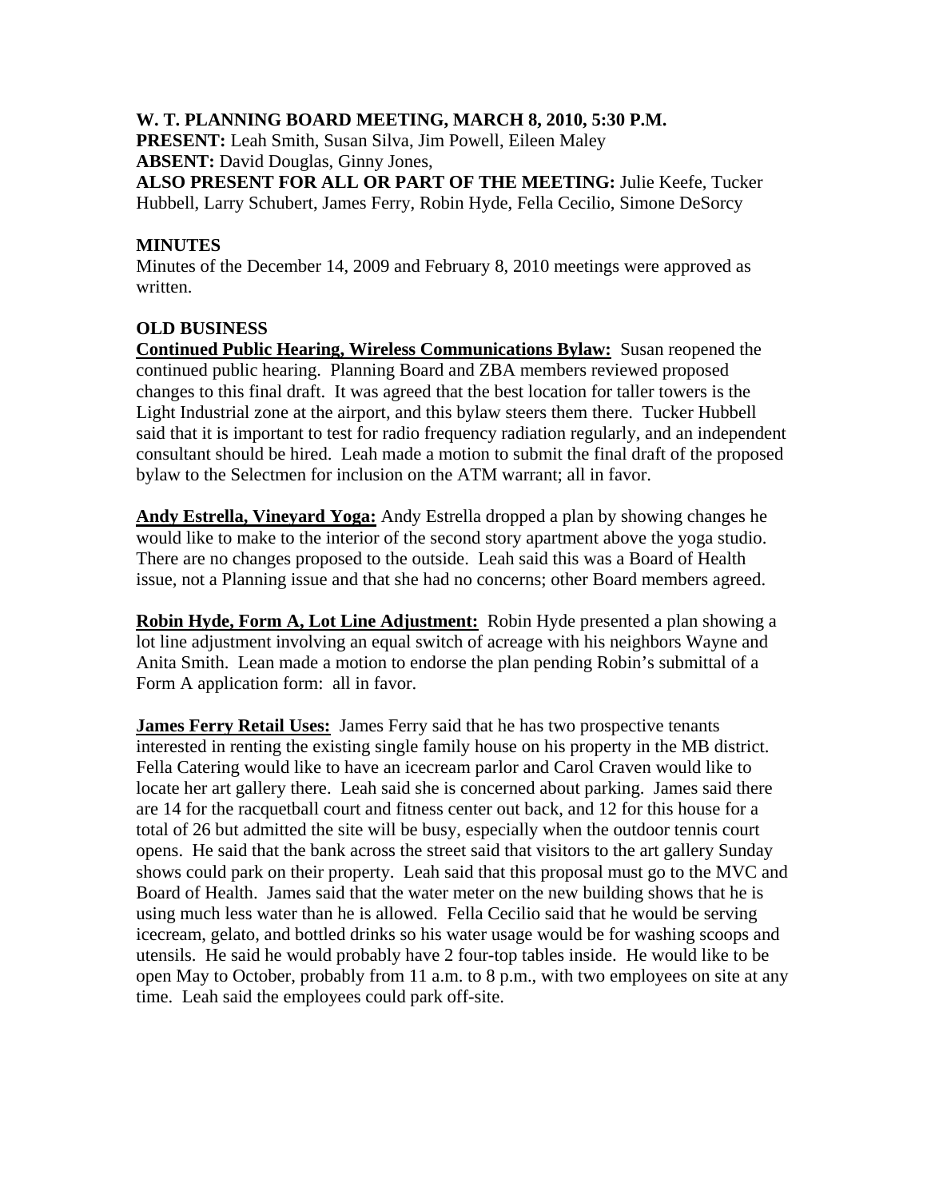**W. T. PLANNING BOARD MEETING, MARCH 8, 2010, 5:30 P.M.**
**PRESENT:** Leah Smith, Susan Silva, Jim Powell, Eileen Maley
**ABSENT:** David Douglas, Ginny Jones,
**ALSO PRESENT FOR ALL OR PART OF THE MEETING:** Julie Keefe, Tucker Hubbell, Larry Schubert, James Ferry, Robin Hyde, Fella Cecilio, Simone DeSorcy

**MINUTES**
Minutes of the December 14, 2009 and February 8, 2010 meetings were approved as written.

**OLD BUSINESS**
**Continued Public Hearing, Wireless Communications Bylaw:** Susan reopened the continued public hearing. Planning Board and ZBA members reviewed proposed changes to this final draft. It was agreed that the best location for taller towers is the Light Industrial zone at the airport, and this bylaw steers them there. Tucker Hubbell said that it is important to test for radio frequency radiation regularly, and an independent consultant should be hired. Leah made a motion to submit the final draft of the proposed bylaw to the Selectmen for inclusion on the ATM warrant; all in favor.

**Andy Estrella, Vineyard Yoga:** Andy Estrella dropped a plan by showing changes he would like to make to the interior of the second story apartment above the yoga studio. There are no changes proposed to the outside. Leah said this was a Board of Health issue, not a Planning issue and that she had no concerns; other Board members agreed.

**Robin Hyde, Form A, Lot Line Adjustment:** Robin Hyde presented a plan showing a lot line adjustment involving an equal switch of acreage with his neighbors Wayne and Anita Smith. Lean made a motion to endorse the plan pending Robin's submittal of a Form A application form: all in favor.

**James Ferry Retail Uses:** James Ferry said that he has two prospective tenants interested in renting the existing single family house on his property in the MB district. Fella Catering would like to have an icecream parlor and Carol Craven would like to locate her art gallery there. Leah said she is concerned about parking. James said there are 14 for the racquetball court and fitness center out back, and 12 for this house for a total of 26 but admitted the site will be busy, especially when the outdoor tennis court opens. He said that the bank across the street said that visitors to the art gallery Sunday shows could park on their property. Leah said that this proposal must go to the MVC and Board of Health. James said that the water meter on the new building shows that he is using much less water than he is allowed. Fella Cecilio said that he would be serving icecream, gelato, and bottled drinks so his water usage would be for washing scoops and utensils. He said he would probably have 2 four-top tables inside. He would like to be open May to October, probably from 11 a.m. to 8 p.m., with two employees on site at any time. Leah said the employees could park off-site.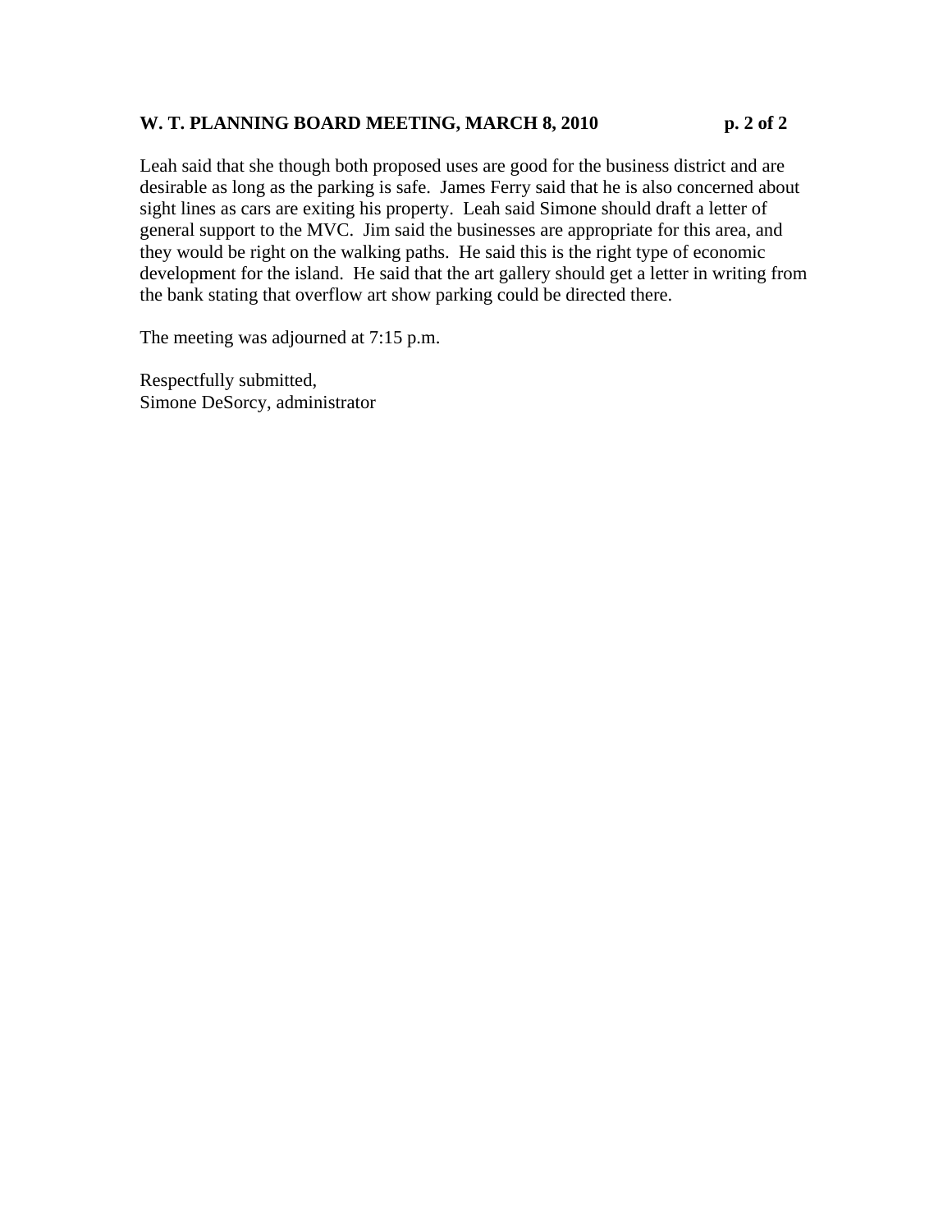Leah said that she though both proposed uses are good for the business district and are desirable as long as the parking is safe. James Ferry said that he is also concerned about sight lines as cars are exiting his property. Leah said Simone should draft a letter of general support to the MVC. Jim said the businesses are appropriate for this area, and they would be right on the walking paths. He said this is the right type of economic development for the island. He said that the art gallery should get a letter in writing from the bank stating that overflow art show parking could be directed there.

The meeting was adjourned at 7:15 p.m.

Respectfully submitted,
Simone DeSorcy, administrator